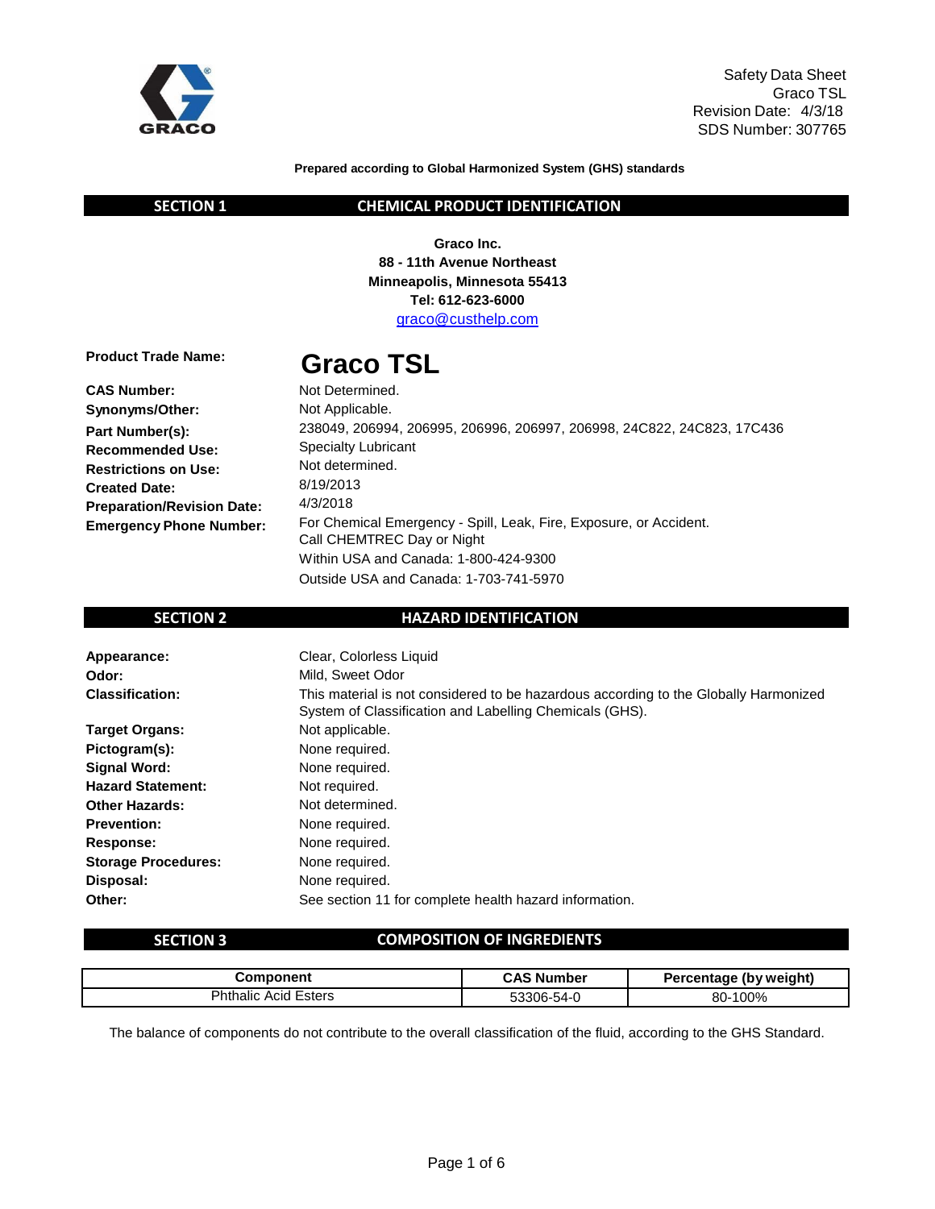Safety Data Sheet
Graco TSL
Revision Date: 4/3/18
SDS Number: 307765

**Prepared according to Global Harmonized System (GHS) standards**

## SECTION 1 CHEMICAL PRODUCT IDENTIFICATION

**Graco Inc.**
**88 - 11th Avenue Northeast**
**Minneapolis, Minnesota 55413**
**Tel: 612-623-6000**
graco@custhelp.com

**Product Trade Name:** **Graco TSL**

**CAS Number:** Not Determined.
**Synonyms/Other:** Not Applicable.
**Part Number(s):** 238049, 206994, 206995, 206996, 206997, 206998, 24C822, 24C823, 17C436
**Recommended Use:** Specialty Lubricant
**Restrictions on Use:** Not determined.
**Created Date:** 8/19/2013
**Preparation/Revision Date:** 4/3/2018
**Emergency Phone Number:** For Chemical Emergency - Spill, Leak, Fire, Exposure, or Accident.
Call CHEMTREC Day or Night
Within USA and Canada: 1-800-424-9300
Outside USA and Canada: 1-703-741-5970

## SECTION 2 HAZARD IDENTIFICATION

**Appearance:** Clear, Colorless Liquid
**Odor:** Mild, Sweet Odor
**Classification:** This material is not considered to be hazardous according to the Globally Harmonized System of Classification and Labelling Chemicals (GHS).
**Target Organs:** Not applicable.
**Pictogram(s):** None required.
**Signal Word:** None required.
**Hazard Statement:** Not required.
**Other Hazards:** Not determined.
**Prevention:** None required.
**Response:** None required.
**Storage Procedures:** None required.
**Disposal:** None required.
**Other:** See section 11 for complete health hazard information.

## SECTION 3 COMPOSITION OF INGREDIENTS

| Component | CAS Number | Percentage (by weight) |
|---|---|---|
| Phthalic Acid Esters | 53306-54-0 | 80-100% |

The balance of components do not contribute to the overall classification of the fluid, according to the GHS Standard.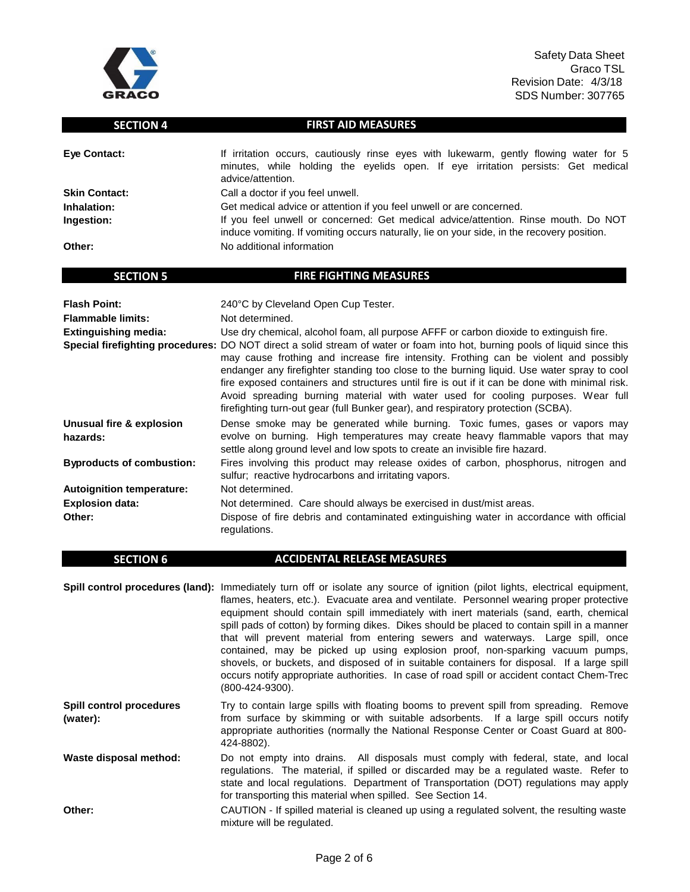## SECTION 4 FIRST AID MEASURES

| | |
|---|---|
| **Eye Contact:** | If irritation occurs, cautiously rinse eyes with lukewarm, gently flowing water for 5 minutes, while holding the eyelids open. If eye irritation persists: Get medical advice/attention. |
| **Skin Contact:** | Call a doctor if you feel unwell. |
| **Inhalation:** | Get medical advice or attention if you feel unwell or are concerned. |
| **Ingestion:** | If you feel unwell or concerned: Get medical advice/attention. Rinse mouth. Do NOT induce vomiting. If vomiting occurs naturally, lie on your side, in the recovery position. |
| **Other:** | No additional information |

## SECTION 5 FIRE FIGHTING MEASURES

| | |
|---|---|
| **Flash Point:** | 240°C by Cleveland Open Cup Tester. |
| **Flammable limits:** | Not determined. |
| **Extinguishing media:** | Use dry chemical, alcohol foam, all purpose AFFF or carbon dioxide to extinguish fire. |
| **Special firefighting procedures:** | DO NOT direct a solid stream of water or foam into hot, burning pools of liquid since this may cause frothing and increase fire intensity. Frothing can be violent and possibly endanger any firefighter standing too close to the burning liquid. Use water spray to cool fire exposed containers and structures until fire is out if it can be done with minimal risk. Avoid spreading burning material with water used for cooling purposes. Wear full firefighting turn-out gear (full Bunker gear), and respiratory protection (SCBA). |
| **Unusual fire & explosion hazards:** | Dense smoke may be generated while burning. Toxic fumes, gases or vapors may evolve on burning. High temperatures may create heavy flammable vapors that may settle along ground level and low spots to create an invisible fire hazard. |
| **Byproducts of combustion:** | Fires involving this product may release oxides of carbon, phosphorus, nitrogen and sulfur; reactive hydrocarbons and irritating vapors. |
| **Autoignition temperature:** | Not determined. |
| **Explosion data:** | Not determined. Care should always be exercised in dust/mist areas. |
| **Other:** | Dispose of fire debris and contaminated extinguishing water in accordance with official regulations. |

## SECTION 6 ACCIDENTAL RELEASE MEASURES

| | |
|---|---|
| **Spill control procedures (land):** | Immediately turn off or isolate any source of ignition (pilot lights, electrical equipment, flames, heaters, etc.). Evacuate area and ventilate. Personnel wearing proper protective equipment should contain spill immediately with inert materials (sand, earth, chemical spill pads of cotton) by forming dikes. Dikes should be placed to contain spill in a manner that will prevent material from entering sewers and waterways. Large spill, once contained, may be picked up using explosion proof, non-sparking vacuum pumps, shovels, or buckets, and disposed of in suitable containers for disposal. If a large spill occurs notify appropriate authorities. In case of road spill or accident contact Chem-Trec (800-424-9300). |
| **Spill control procedures (water):** | Try to contain large spills with floating booms to prevent spill from spreading. Remove from surface by skimming or with suitable adsorbents. If a large spill occurs notify appropriate authorities (normally the National Response Center or Coast Guard at 800-424-8802). |
| **Waste disposal method:** | Do not empty into drains. All disposals must comply with federal, state, and local regulations. The material, if spilled or discarded may be a regulated waste. Refer to state and local regulations. Department of Transportation (DOT) regulations may apply for transporting this material when spilled. See Section 14. |
| **Other:** | CAUTION - If spilled material is cleaned up using a regulated solvent, the resulting waste mixture will be regulated. |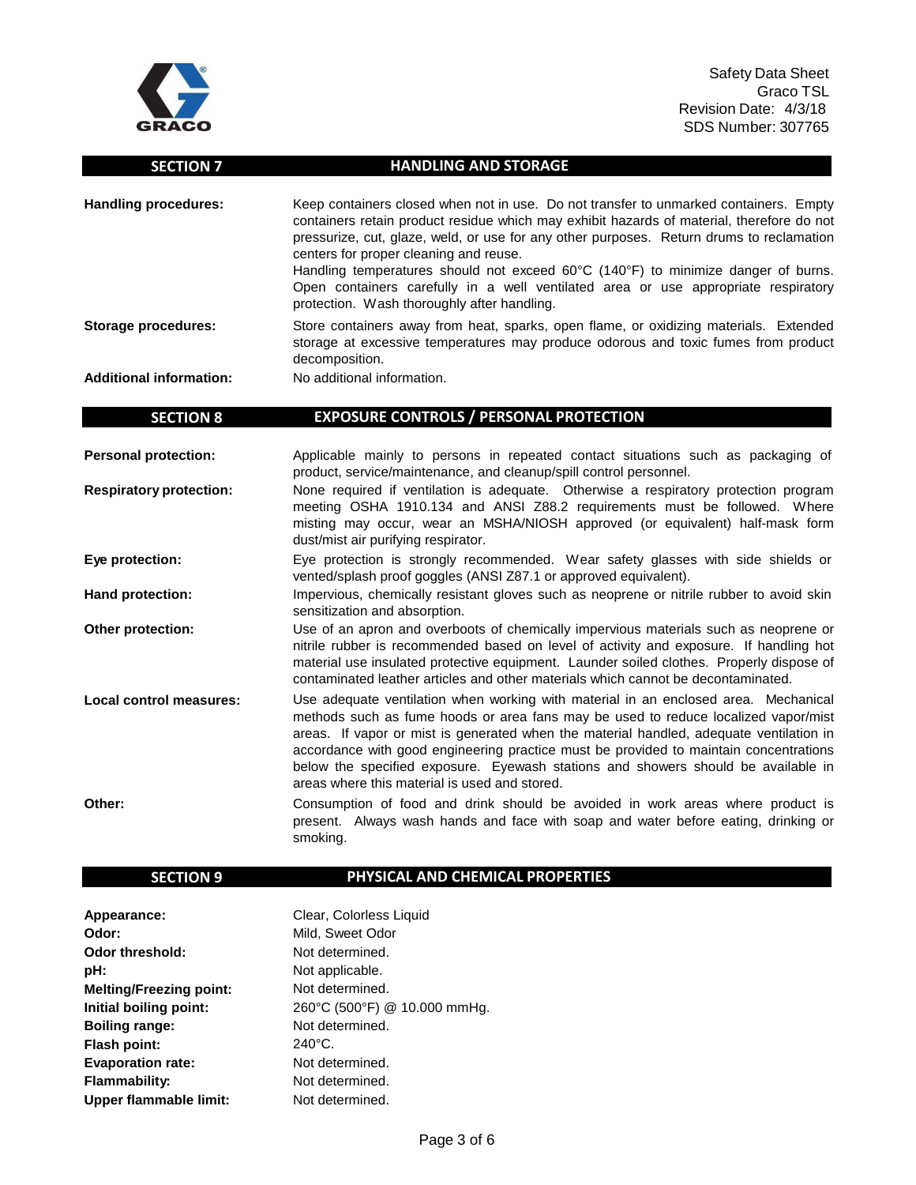## SECTION 7 HANDLING AND STORAGE

**Handling procedures:** Keep containers closed when not in use. Do not transfer to unmarked containers. Empty containers retain product residue which may exhibit hazards of material, therefore do not pressurize, cut, glaze, weld, or use for any other purposes. Return drums to reclamation centers for proper cleaning and reuse.
Handling temperatures should not exceed 60°C (140°F) to minimize danger of burns. Open containers carefully in a well ventilated area or use appropriate respiratory protection. Wash thoroughly after handling.

**Storage procedures:** Store containers away from heat, sparks, open flame, or oxidizing materials. Extended storage at excessive temperatures may produce odorous and toxic fumes from product decomposition.

**Additional information:** No additional information.

## SECTION 8 EXPOSURE CONTROLS / PERSONAL PROTECTION

**Personal protection:** Applicable mainly to persons in repeated contact situations such as packaging of product, service/maintenance, and cleanup/spill control personnel.

**Respiratory protection:** None required if ventilation is adequate. Otherwise a respiratory protection program meeting OSHA 1910.134 and ANSI Z88.2 requirements must be followed. Where misting may occur, wear an MSHA/NIOSH approved (or equivalent) half-mask form dust/mist air purifying respirator.

**Eye protection:** Eye protection is strongly recommended. Wear safety glasses with side shields or vented/splash proof goggles (ANSI Z87.1 or approved equivalent).

**Hand protection:** Impervious, chemically resistant gloves such as neoprene or nitrile rubber to avoid skin sensitization and absorption.

**Other protection:** Use of an apron and overboots of chemically impervious materials such as neoprene or nitrile rubber is recommended based on level of activity and exposure. If handling hot material use insulated protective equipment. Launder soiled clothes. Properly dispose of contaminated leather articles and other materials which cannot be decontaminated.

**Local control measures:** Use adequate ventilation when working with material in an enclosed area. Mechanical methods such as fume hoods or area fans may be used to reduce localized vapor/mist areas. If vapor or mist is generated when the material handled, adequate ventilation in accordance with good engineering practice must be provided to maintain concentrations below the specified exposure. Eyewash stations and showers should be available in areas where this material is used and stored.

**Other:** Consumption of food and drink should be avoided in work areas where product is present. Always wash hands and face with soap and water before eating, drinking or smoking.

## SECTION 9 PHYSICAL AND CHEMICAL PROPERTIES

**Appearance:** Clear, Colorless Liquid
**Odor:** Mild, Sweet Odor
**Odor threshold:** Not determined.
**pH:** Not applicable.
**Melting/Freezing point:** Not determined.
**Initial boiling point:** 260°C (500°F) @ 10.000 mmHg.
**Boiling range:** Not determined.
**Flash point:** 240°C.
**Evaporation rate:** Not determined.
**Flammability:** Not determined.
**Upper flammable limit:** Not determined.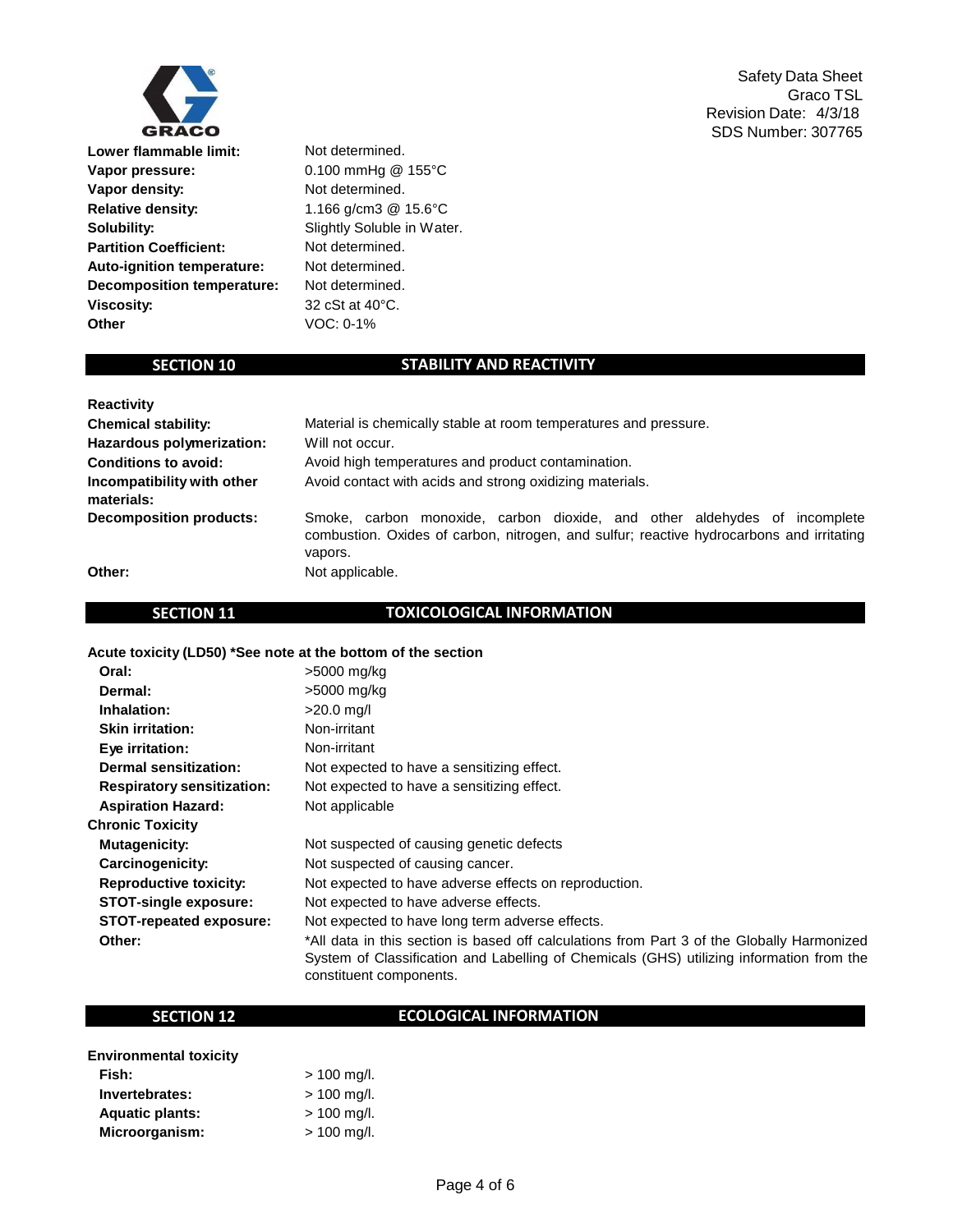| | |
|---|---|
| **Lower flammable limit:** | Not determined. |
| **Vapor pressure:** | 0.100 mmHg @ 155°C |
| **Vapor density:** | Not determined. |
| **Relative density:** | 1.166 g/cm3 @ 15.6°C |
| **Solubility:** | Slightly Soluble in Water. |
| **Partition Coefficient:** | Not determined. |
| **Auto-ignition temperature:** | Not determined. |
| **Decomposition temperature:** | Not determined. |
| **Viscosity:** | 32 cSt at 40°C. |
| **Other** | VOC: 0-1% |

## SECTION 10 STABILITY AND REACTIVITY

**Reactivity**

| | |
|---|---|
| **Chemical stability:** | Material is chemically stable at room temperatures and pressure. |
| **Hazardous polymerization:** | Will not occur. |
| **Conditions to avoid:** | Avoid high temperatures and product contamination. |
| **Incompatibility with other materials:** | Avoid contact with acids and strong oxidizing materials. |
| **Decomposition products:** | Smoke, carbon monoxide, carbon dioxide, and other aldehydes of incomplete combustion. Oxides of carbon, nitrogen, and sulfur; reactive hydrocarbons and irritating vapors. |
| **Other:** | Not applicable. |

## SECTION 11 TOXICOLOGICAL INFORMATION

**Acute toxicity (LD50) *See note at the bottom of the section**

| | |
|---|---|
| **Oral:** | >5000 mg/kg |
| **Dermal:** | >5000 mg/kg |
| **Inhalation:** | >20.0 mg/l |
| **Skin irritation:** | Non-irritant |
| **Eye irritation:** | Non-irritant |
| **Dermal sensitization:** | Not expected to have a sensitizing effect. |
| **Respiratory sensitization:** | Not expected to have a sensitizing effect. |
| **Aspiration Hazard:** | Not applicable |

**Chronic Toxicity**

| | |
|---|---|
| **Mutagenicity:** | Not suspected of causing genetic defects |
| **Carcinogenicity:** | Not suspected of causing cancer. |
| **Reproductive toxicity:** | Not expected to have adverse effects on reproduction. |
| **STOT-single exposure:** | Not expected to have adverse effects. |
| **STOT-repeated exposure:** | Not expected to have long term adverse effects. |
| **Other:** | *All data in this section is based off calculations from Part 3 of the Globally Harmonized System of Classification and Labelling of Chemicals (GHS) utilizing information from the constituent components. |

## SECTION 12 ECOLOGICAL INFORMATION

**Environmental toxicity**

| | |
|---|---|
| **Fish:** | > 100 mg/l. |
| **Invertebrates:** | > 100 mg/l. |
| **Aquatic plants:** | > 100 mg/l. |
| **Microorganism:** | > 100 mg/l. |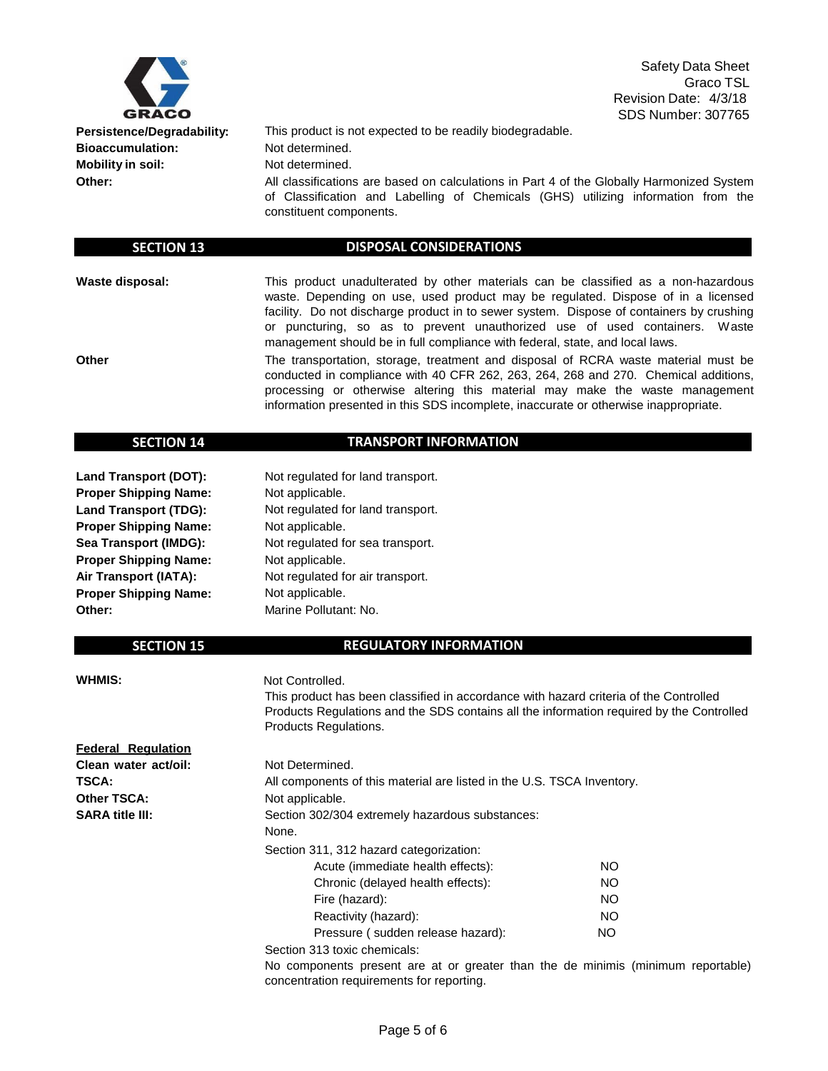**Persistence/Degradability:** This product is not expected to be readily biodegradable.

**Bioaccumulation:** Not determined.

**Mobility in soil:** Not determined.

**Other:** All classifications are based on calculations in Part 4 of the Globally Harmonized System of Classification and Labelling of Chemicals (GHS) utilizing information from the constituent components.

## SECTION 13 DISPOSAL CONSIDERATIONS

**Waste disposal:** This product unadulterated by other materials can be classified as a non-hazardous waste. Depending on use, used product may be regulated. Dispose of in a licensed facility. Do not discharge product in to sewer system. Dispose of containers by crushing or puncturing, so as to prevent unauthorized use of used containers. Waste management should be in full compliance with federal, state, and local laws.

**Other** The transportation, storage, treatment and disposal of RCRA waste material must be conducted in compliance with 40 CFR 262, 263, 264, 268 and 270. Chemical additions, processing or otherwise altering this material may make the waste management information presented in this SDS incomplete, inaccurate or otherwise inappropriate.

## SECTION 14 TRANSPORT INFORMATION

**Land Transport (DOT):** Not regulated for land transport.

**Proper Shipping Name:** Not applicable.

**Land Transport (TDG):** Not regulated for land transport.

**Proper Shipping Name:** Not applicable.

**Sea Transport (IMDG):** Not regulated for sea transport.

**Proper Shipping Name:** Not applicable.

**Air Transport (IATA):** Not regulated for air transport.

**Proper Shipping Name:** Not applicable.

**Other:** Marine Pollutant: No.

## SECTION 15 REGULATORY INFORMATION

**WHMIS:** Not Controlled.
This product has been classified in accordance with hazard criteria of the Controlled Products Regulations and the SDS contains all the information required by the Controlled Products Regulations.

**Federal Regulation**

**Clean water act/oil:** Not Determined.

**TSCA:** All components of this material are listed in the U.S. TSCA Inventory.

**Other TSCA:** Not applicable.

**SARA title III:** Section 302/304 extremely hazardous substances:
None.

Section 311, 312 hazard categorization:

| | |
|---|---|
| Acute (immediate health effects): | NO |
| Chronic (delayed health effects): | NO |
| Fire (hazard): | NO |
| Reactivity (hazard): | NO |
| Pressure ( sudden release hazard): | NO |

Section 313 toxic chemicals:
No components present are at or greater than the de minimis (minimum reportable) concentration requirements for reporting.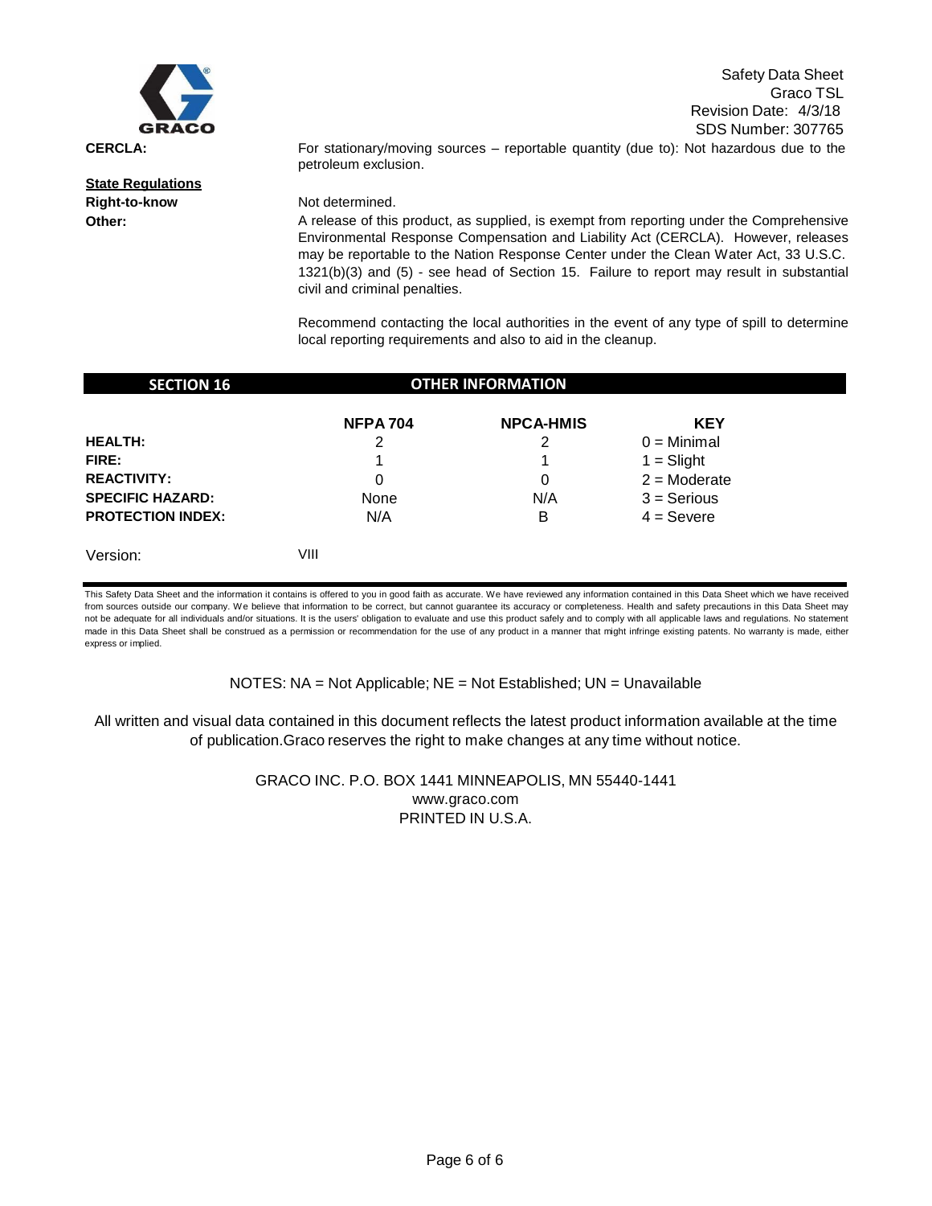**CERCLA:** For stationary/moving sources – reportable quantity (due to): Not hazardous due to the petroleum exclusion.

**State Regulations**

**Right-to-know** Not determined.

**Other:** A release of this product, as supplied, is exempt from reporting under the Comprehensive Environmental Response Compensation and Liability Act (CERCLA). However, releases may be reportable to the Nation Response Center under the Clean Water Act, 33 U.S.C. 1321(b)(3) and (5) - see head of Section 15. Failure to report may result in substantial civil and criminal penalties.

Recommend contacting the local authorities in the event of any type of spill to determine local reporting requirements and also to aid in the cleanup.

## SECTION 16 OTHER INFORMATION

| | NFPA 704 | NPCA-HMIS | KEY |
|---|---|---|---|
| **HEALTH:** | 2 | 2 | 0 = Minimal |
| **FIRE:** | 1 | 1 | 1 = Slight |
| **REACTIVITY:** | 0 | 0 | 2 = Moderate |
| **SPECIFIC HAZARD:** | None | N/A | 3 = Serious |
| **PROTECTION INDEX:** | N/A | B | 4 = Severe |

Version: VIII

This Safety Data Sheet and the information it contains is offered to you in good faith as accurate. We have reviewed any information contained in this Data Sheet which we have received from sources outside our company. We believe that information to be correct, but cannot guarantee its accuracy or completeness. Health and safety precautions in this Data Sheet may not be adequate for all individuals and/or situations. It is the users' obligation to evaluate and use this product safely and to comply with all applicable laws and regulations. No statement made in this Data Sheet shall be construed as a permission or recommendation for the use of any product in a manner that might infringe existing patents. No warranty is made, either express or implied.

NOTES: NA = Not Applicable; NE = Not Established; UN = Unavailable

All written and visual data contained in this document reflects the latest product information available at the time of publication.Graco reserves the right to make changes at any time without notice.

GRACO INC. P.O. BOX 1441 MINNEAPOLIS, MN 55440-1441
www.graco.com
PRINTED IN U.S.A.